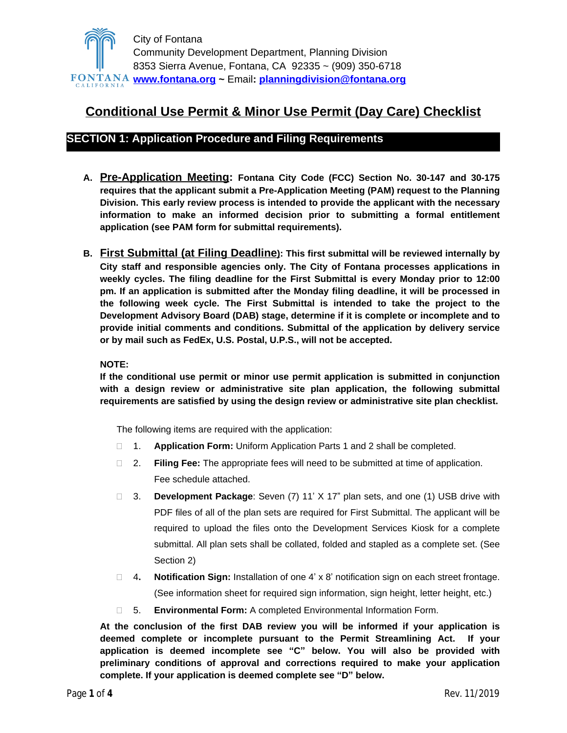City of Fontana
Community Development Department, Planning Division
8353 Sierra Avenue, Fontana, CA 92335 ~ (909) 350-6718
**www.fontana.org ~** Email**: planningdivision@fontana.org**

# Conditional Use Permit & Minor Use Permit (Day Care) Checklist

## SECTION 1: Application Procedure and Filing Requirements

**A. Pre-Application Meeting: Fontana City Code (FCC) Section No. 30-147 and 30-175 requires that the applicant submit a Pre-Application Meeting (PAM) request to the Planning Division. This early review process is intended to provide the applicant with the necessary information to make an informed decision prior to submitting a formal entitlement application (see PAM form for submittal requirements).**

**B. First Submittal (at Filing Deadline): This first submittal will be reviewed internally by City staff and responsible agencies only. The City of Fontana processes applications in weekly cycles. The filing deadline for the First Submittal is every Monday prior to 12:00 pm. If an application is submitted after the Monday filing deadline, it will be processed in the following week cycle. The First Submittal is intended to take the project to the Development Advisory Board (DAB) stage, determine if it is complete or incomplete and to provide initial comments and conditions. Submittal of the application by delivery service or by mail such as FedEx, U.S. Postal, U.P.S., will not be accepted.**

**NOTE:**
**If the conditional use permit or minor use permit application is submitted in conjunction with a design review or administrative site plan application, the following submittal requirements are satisfied by using the design review or administrative site plan checklist.**

The following items are required with the application:

- ☐ 1. **Application Form:** Uniform Application Parts 1 and 2 shall be completed.
- ☐ 2. **Filing Fee:** The appropriate fees will need to be submitted at time of application. Fee schedule attached.
- ☐ 3. **Development Package**: Seven (7) 11' X 17" plan sets, and one (1) USB drive with PDF files of all of the plan sets are required for First Submittal. The applicant will be required to upload the files onto the Development Services Kiosk for a complete submittal. All plan sets shall be collated, folded and stapled as a complete set. (See Section 2)
- ☐ 4**.** **Notification Sign:** Installation of one 4' x 8' notification sign on each street frontage. (See information sheet for required sign information, sign height, letter height, etc.)
- ☐ 5. **Environmental Form:** A completed Environmental Information Form.

**At the conclusion of the first DAB review you will be informed if your application is deemed complete or incomplete pursuant to the Permit Streamlining Act. If your application is deemed incomplete see "C" below. You will also be provided with preliminary conditions of approval and corrections required to make your application complete. If your application is deemed complete see "D" below.**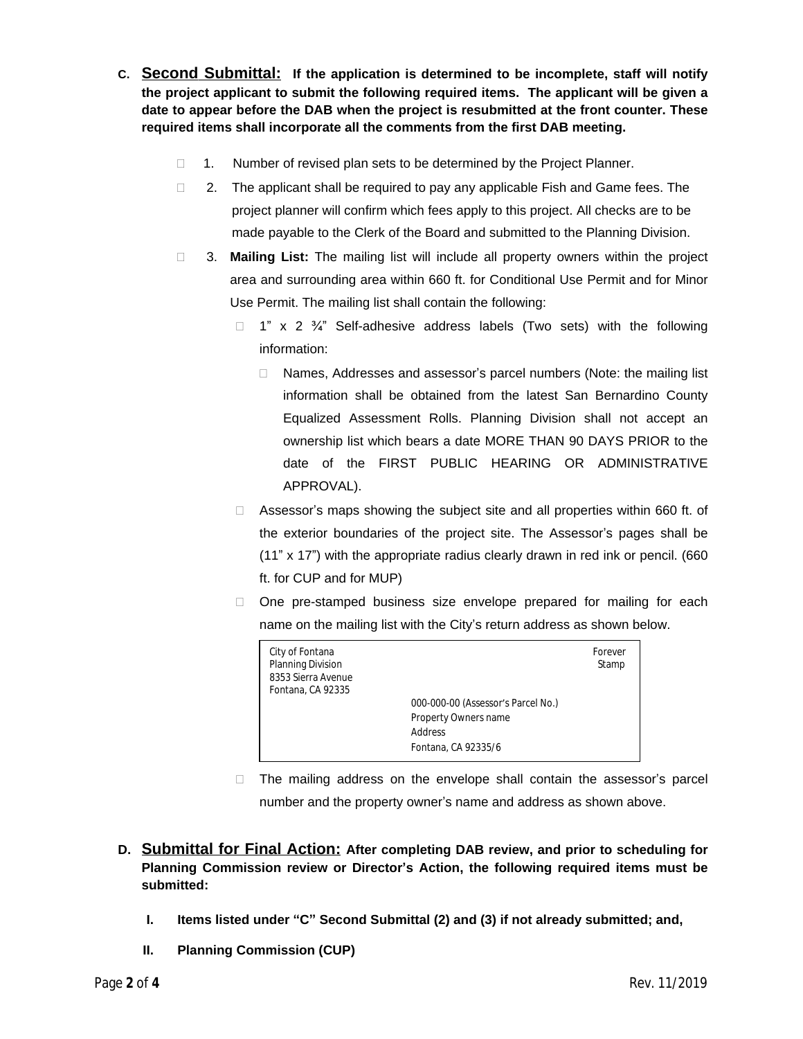**C. Second Submittal:** **If the application is determined to be incomplete, staff will notify the project applicant to submit the following required items. The applicant will be given a date to appear before the DAB when the project is resubmitted at the front counter. These required items shall incorporate all the comments from the first DAB meeting.**

- ☐ 1. Number of revised plan sets to be determined by the Project Planner.
- ☐ 2. The applicant shall be required to pay any applicable Fish and Game fees. The project planner will confirm which fees apply to this project. All checks are to be made payable to the Clerk of the Board and submitted to the Planning Division.
- ☐ 3. **Mailing List:** The mailing list will include all property owners within the project area and surrounding area within 660 ft. for Conditional Use Permit and for Minor Use Permit. The mailing list shall contain the following:
  - ☐ 1" x 2 ¾" Self-adhesive address labels (Two sets) with the following information:
    - ☐ Names, Addresses and assessor's parcel numbers (Note: the mailing list information shall be obtained from the latest San Bernardino County Equalized Assessment Rolls. Planning Division shall not accept an ownership list which bears a date MORE THAN 90 DAYS PRIOR to the date of the FIRST PUBLIC HEARING OR ADMINISTRATIVE APPROVAL).
  - ☐ Assessor's maps showing the subject site and all properties within 660 ft. of the exterior boundaries of the project site. The Assessor's pages shall be (11" x 17") with the appropriate radius clearly drawn in red ink or pencil. (660 ft. for CUP and for MUP)
  - ☐ One pre-stamped business size envelope prepared for mailing for each name on the mailing list with the City's return address as shown below.

```
City of Fontana                                              Forever
Planning Division                                             Stamp
8353 Sierra Avenue
Fontana, CA 92335
                        000-000-00 (Assessor's Parcel No.)
                        Property Owners name
                        Address
                        Fontana, CA 92335/6
```

  - ☐ The mailing address on the envelope shall contain the assessor's parcel number and the property owner's name and address as shown above.

**D. Submittal for Final Action:** **After completing DAB review, and prior to scheduling for Planning Commission review or Director's Action, the following required items must be submitted:**

**I. Items listed under "C" Second Submittal (2) and (3) if not already submitted; and,**

**II. Planning Commission (CUP)**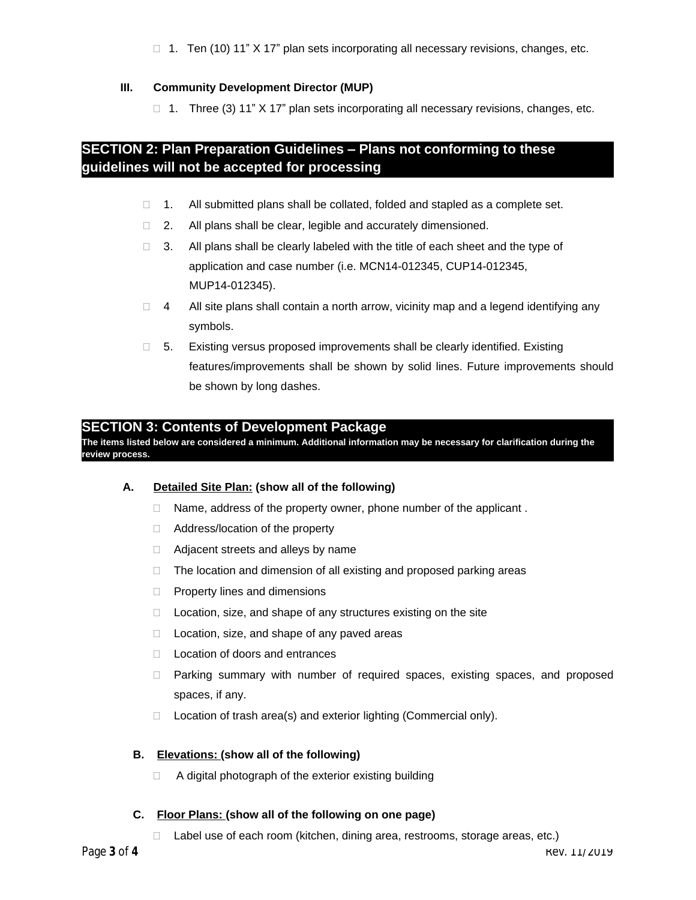- ☐ 1. Ten (10) 11" X 17" plan sets incorporating all necessary revisions, changes, etc.

**III. Community Development Director (MUP)**

- ☐ 1. Three (3) 11" X 17" plan sets incorporating all necessary revisions, changes, etc.

## SECTION 2: Plan Preparation Guidelines – Plans not conforming to these guidelines will not be accepted for processing

- ☐ 1. All submitted plans shall be collated, folded and stapled as a complete set.
- ☐ 2. All plans shall be clear, legible and accurately dimensioned.
- ☐ 3. All plans shall be clearly labeled with the title of each sheet and the type of application and case number (i.e. MCN14-012345, CUP14-012345, MUP14-012345).
- ☐ 4 All site plans shall contain a north arrow, vicinity map and a legend identifying any symbols.
- ☐ 5. Existing versus proposed improvements shall be clearly identified. Existing features/improvements shall be shown by solid lines. Future improvements should be shown by long dashes.

## SECTION 3: Contents of Development Package

**The items listed below are considered a minimum. Additional information may be necessary for clarification during the review process.**

**A. Detailed Site Plan: (show all of the following)**

- ☐ Name, address of the property owner, phone number of the applicant .
- ☐ Address/location of the property
- ☐ Adjacent streets and alleys by name
- ☐ The location and dimension of all existing and proposed parking areas
- ☐ Property lines and dimensions
- ☐ Location, size, and shape of any structures existing on the site
- ☐ Location, size, and shape of any paved areas
- ☐ Location of doors and entrances
- ☐ Parking summary with number of required spaces, existing spaces, and proposed spaces, if any.
- ☐ Location of trash area(s) and exterior lighting (Commercial only).

**B. Elevations: (show all of the following)**

- ☐ A digital photograph of the exterior existing building

**C. Floor Plans: (show all of the following on one page)**

- ☐ Label use of each room (kitchen, dining area, restrooms, storage areas, etc.)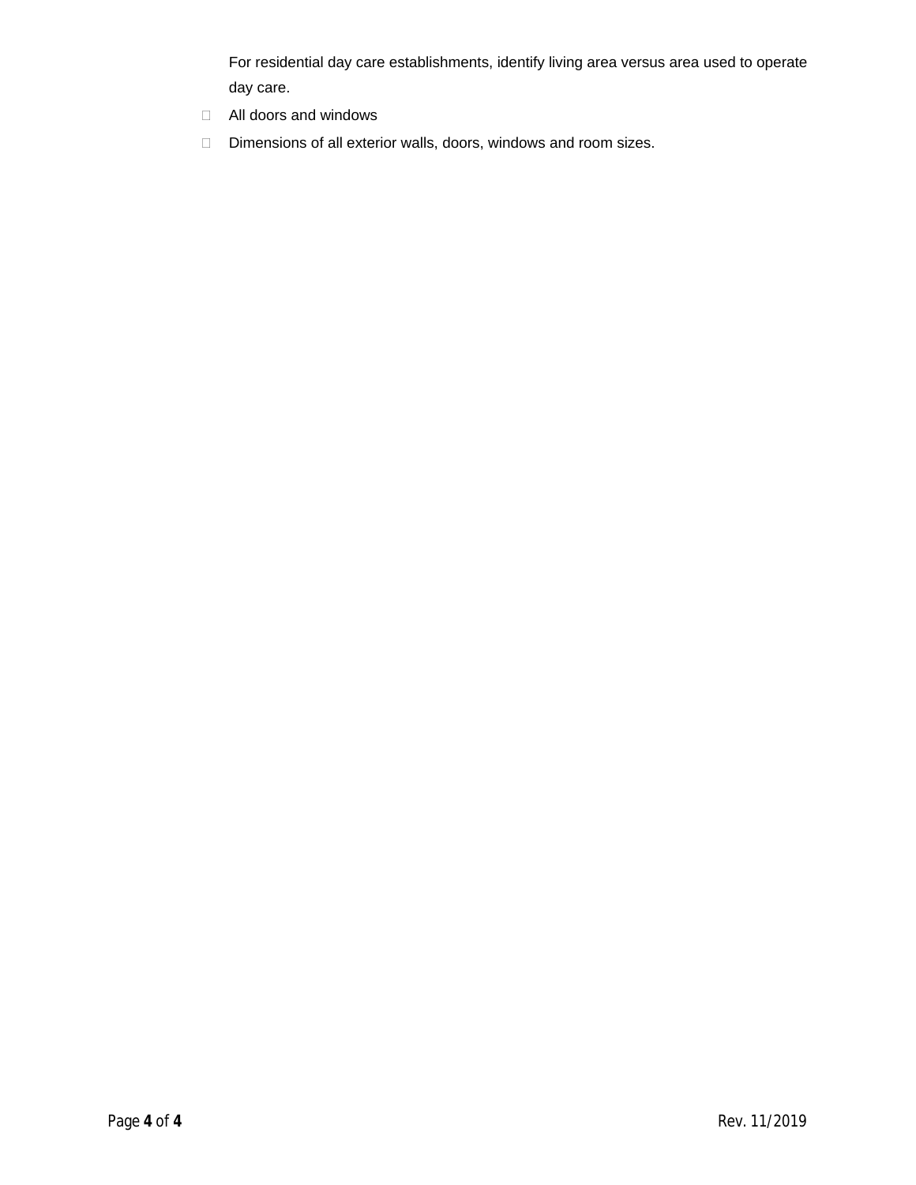For residential day care establishments, identify living area versus area used to operate day care.

- All doors and windows
- Dimensions of all exterior walls, doors, windows and room sizes.